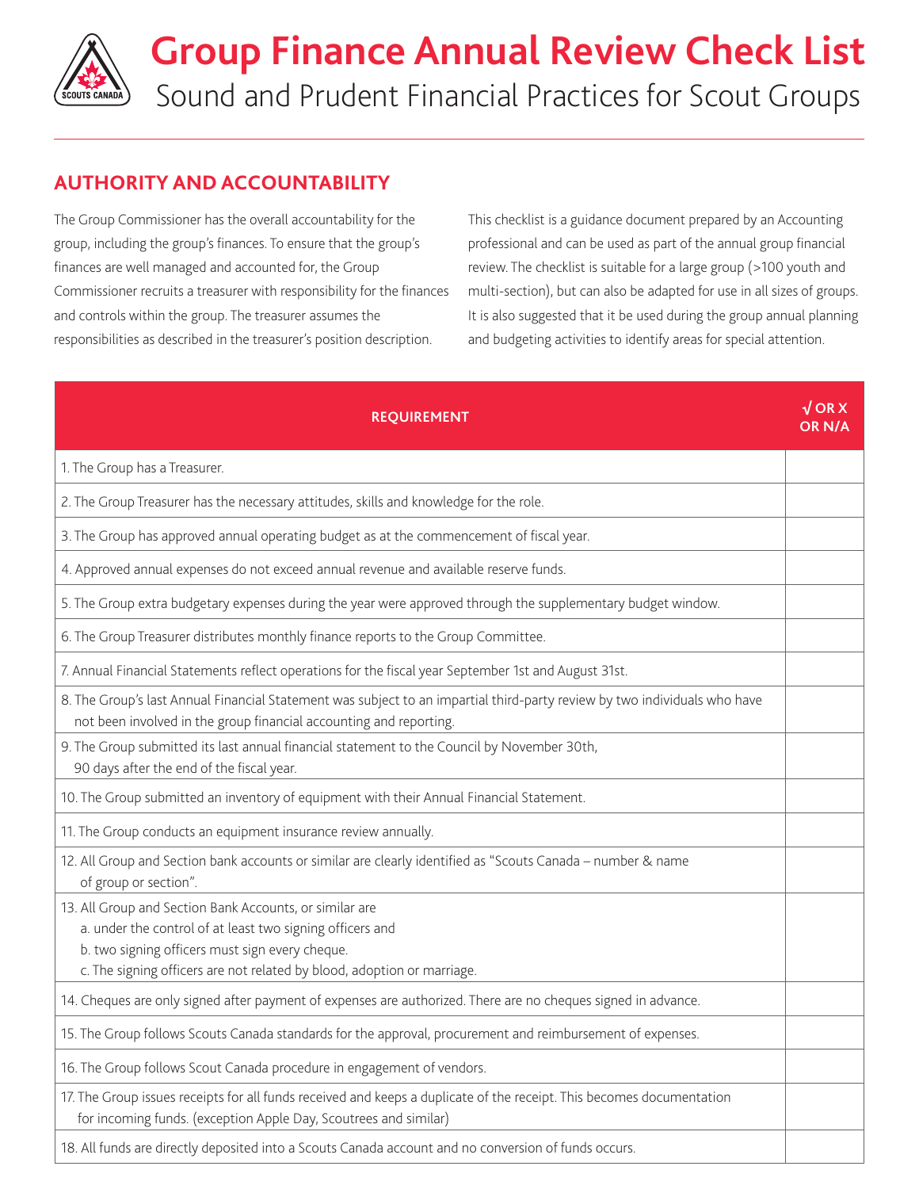# Group Finance Annual Review Check List

## Sound and Prudent Financial Practices for Scout Groups

## AUTHORITY AND ACCOUNTABILITY

The Group Commissioner has the overall accountability for the group, including the group's finances. To ensure that the group's finances are well managed and accounted for, the Group Commissioner recruits a treasurer with responsibility for the finances and controls within the group. The treasurer assumes the responsibilities as described in the treasurer's position description.

This checklist is a guidance document prepared by an Accounting professional and can be used as part of the annual group financial review. The checklist is suitable for a large group (>100 youth and multi-section), but can also be adapted for use in all sizes of groups. It is also suggested that it be used during the group annual planning and budgeting activities to identify areas for special attention.

| REQUIREMENT | √ OR X OR N/A |
|---|---|
| 1. The Group has a Treasurer. | |
| 2. The Group Treasurer has the necessary attitudes, skills and knowledge for the role. | |
| 3. The Group has approved annual operating budget as at the commencement of fiscal year. | |
| 4. Approved annual expenses do not exceed annual revenue and available reserve funds. | |
| 5. The Group extra budgetary expenses during the year were approved through the supplementary budget window. | |
| 6. The Group Treasurer distributes monthly finance reports to the Group Committee. | |
| 7. Annual Financial Statements reflect operations for the fiscal year September 1st and August 31st. | |
| 8. The Group's last Annual Financial Statement was subject to an impartial third-party review by two individuals who have not been involved in the group financial accounting and reporting. | |
| 9. The Group submitted its last annual financial statement to the Council by November 30th, 90 days after the end of the fiscal year. | |
| 10. The Group submitted an inventory of equipment with their Annual Financial Statement. | |
| 11. The Group conducts an equipment insurance review annually. | |
| 12. All Group and Section bank accounts or similar are clearly identified as "Scouts Canada – number & name of group or section". | |
| 13. All Group and Section Bank Accounts, or similar are<br>a. under the control of at least two signing officers and<br>b. two signing officers must sign every cheque.<br>c. The signing officers are not related by blood, adoption or marriage. | |
| 14. Cheques are only signed after payment of expenses are authorized. There are no cheques signed in advance. | |
| 15. The Group follows Scouts Canada standards for the approval, procurement and reimbursement of expenses. | |
| 16. The Group follows Scout Canada procedure in engagement of vendors. | |
| 17. The Group issues receipts for all funds received and keeps a duplicate of the receipt. This becomes documentation for incoming funds. (exception Apple Day, Scoutrees and similar) | |
| 18. All funds are directly deposited into a Scouts Canada account and no conversion of funds occurs. | |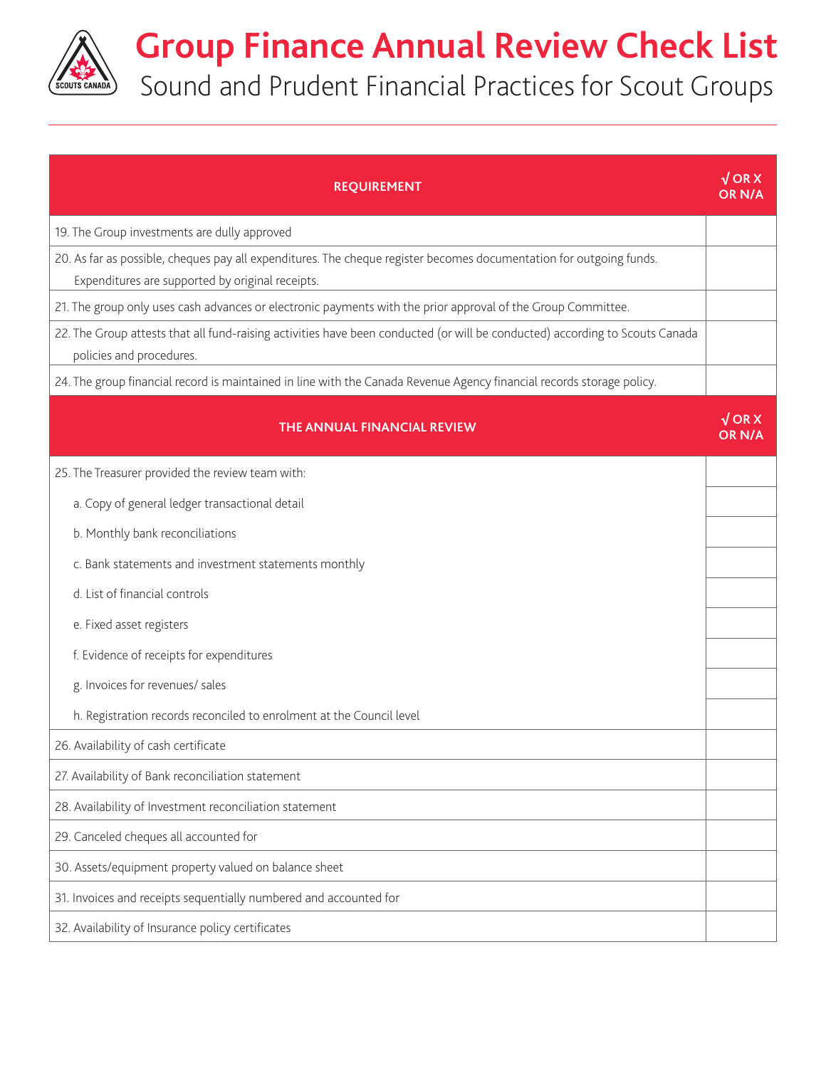# Group Finance Annual Review Check List

## Sound and Prudent Financial Practices for Scout Groups

| REQUIREMENT | √ OR X OR N/A |
| --- | --- |
| 19. The Group investments are dully approved | |
| 20. As far as possible, cheques pay all expenditures. The cheque register becomes documentation for outgoing funds. Expenditures are supported by original receipts. | |
| 21. The group only uses cash advances or electronic payments with the prior approval of the Group Committee. | |
| 22. The Group attests that all fund-raising activities have been conducted (or will be conducted) according to Scouts Canada policies and procedures. | |
| 24. The group financial record is maintained in line with the Canada Revenue Agency financial records storage policy. | |
| **THE ANNUAL FINANCIAL REVIEW** | **√ OR X OR N/A** |
| 25. The Treasurer provided the review team with: | |
| a. Copy of general ledger transactional detail | |
| b. Monthly bank reconciliations | |
| c. Bank statements and investment statements monthly | |
| d. List of financial controls | |
| e. Fixed asset registers | |
| f. Evidence of receipts for expenditures | |
| g. Invoices for revenues/ sales | |
| h. Registration records reconciled to enrolment at the Council level | |
| 26. Availability of cash certificate | |
| 27. Availability of Bank reconciliation statement | |
| 28. Availability of Investment reconciliation statement | |
| 29. Canceled cheques all accounted for | |
| 30. Assets/equipment property valued on balance sheet | |
| 31. Invoices and receipts sequentially numbered and accounted for | |
| 32. Availability of Insurance policy certificates | |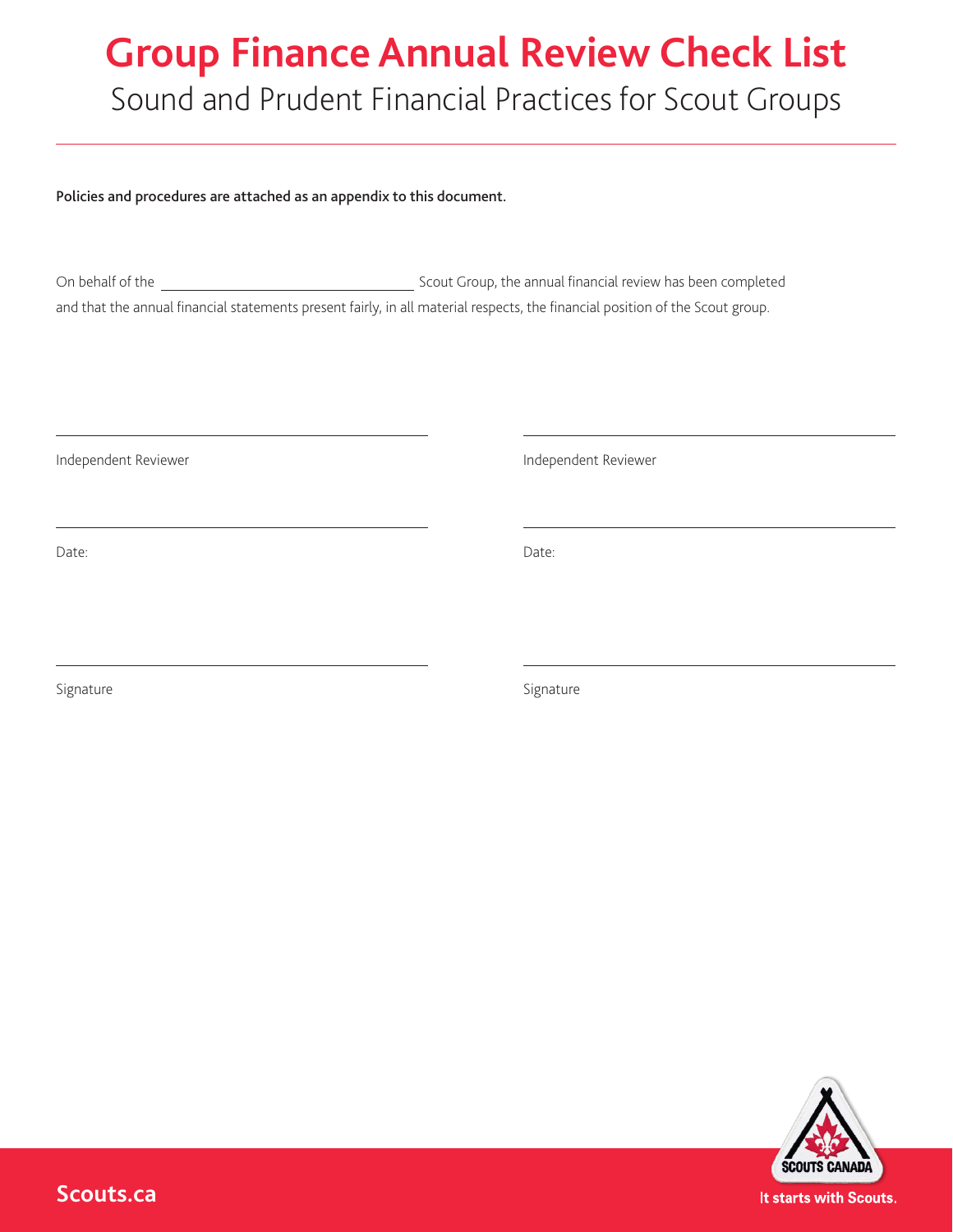# Group Finance Annual Review Check List

## Sound and Prudent Financial Practices for Scout Groups

**Policies and procedures are attached as an appendix to this document.**

On behalf of the ______________________________ Scout Group, the annual financial review has been completed and that the annual financial statements present fairly, in all material respects, the financial position of the Scout group.

______________________________

Independent Reviewer

______________________________

Date:

______________________________

Signature

______________________________

Independent Reviewer

______________________________

Date:

______________________________

Signature

Scouts.ca

SCOUTS CANADA

It starts with Scouts.